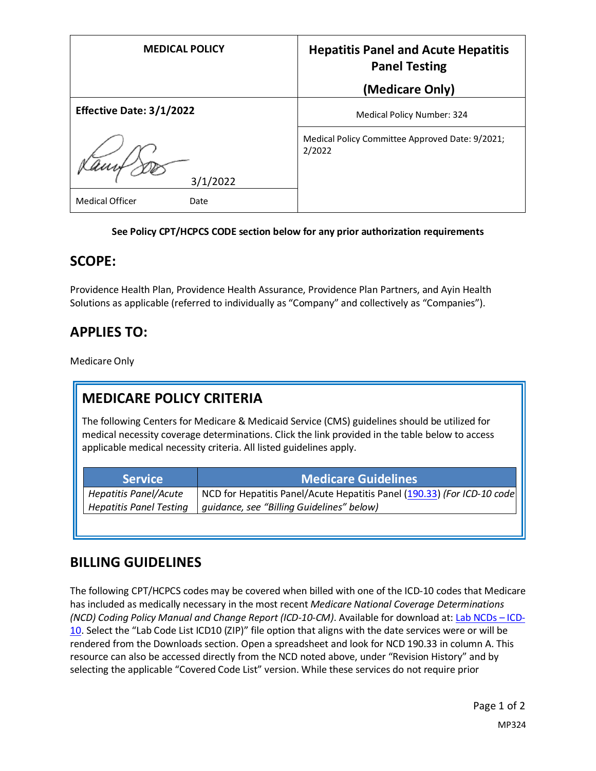| MEDICAL POLICY | Hepatitis Panel and Acute Hepatitis Panel Testing (Medicare Only) |
| --- | --- |
| **Effective Date: 3/1/2022** | Medical Policy Number: 324 |
| 3/1/2022 | Medical Policy Committee Approved Date: 9/2021; 2/2022 |
| Medical Officer Date | |

**See Policy CPT/HCPCS CODE section below for any prior authorization requirements**

## SCOPE:

Providence Health Plan, Providence Health Assurance, Providence Plan Partners, and Ayin Health Solutions as applicable (referred to individually as "Company" and collectively as "Companies").

## APPLIES TO:

Medicare Only

## MEDICARE POLICY CRITERIA

The following Centers for Medicare & Medicaid Service (CMS) guidelines should be utilized for medical necessity coverage determinations. Click the link provided in the table below to access applicable medical necessity criteria. All listed guidelines apply.

| Service | Medicare Guidelines |
| --- | --- |
| *Hepatitis Panel/Acute Hepatitis Panel Testing* | NCD for Hepatitis Panel/Acute Hepatitis Panel (190.33) *(For ICD-10 code guidance, see "Billing Guidelines" below)* |

## BILLING GUIDELINES

The following CPT/HCPCS codes may be covered when billed with one of the ICD-10 codes that Medicare has included as medically necessary in the most recent *Medicare National Coverage Determinations (NCD) Coding Policy Manual and Change Report (ICD-10-CM)*. Available for download at: Lab NCDs – ICD-10. Select the "Lab Code List ICD10 (ZIP)" file option that aligns with the date services were or will be rendered from the Downloads section. Open a spreadsheet and look for NCD 190.33 in column A. This resource can also be accessed directly from the NCD noted above, under "Revision History" and by selecting the applicable "Covered Code List" version. While these services do not require prior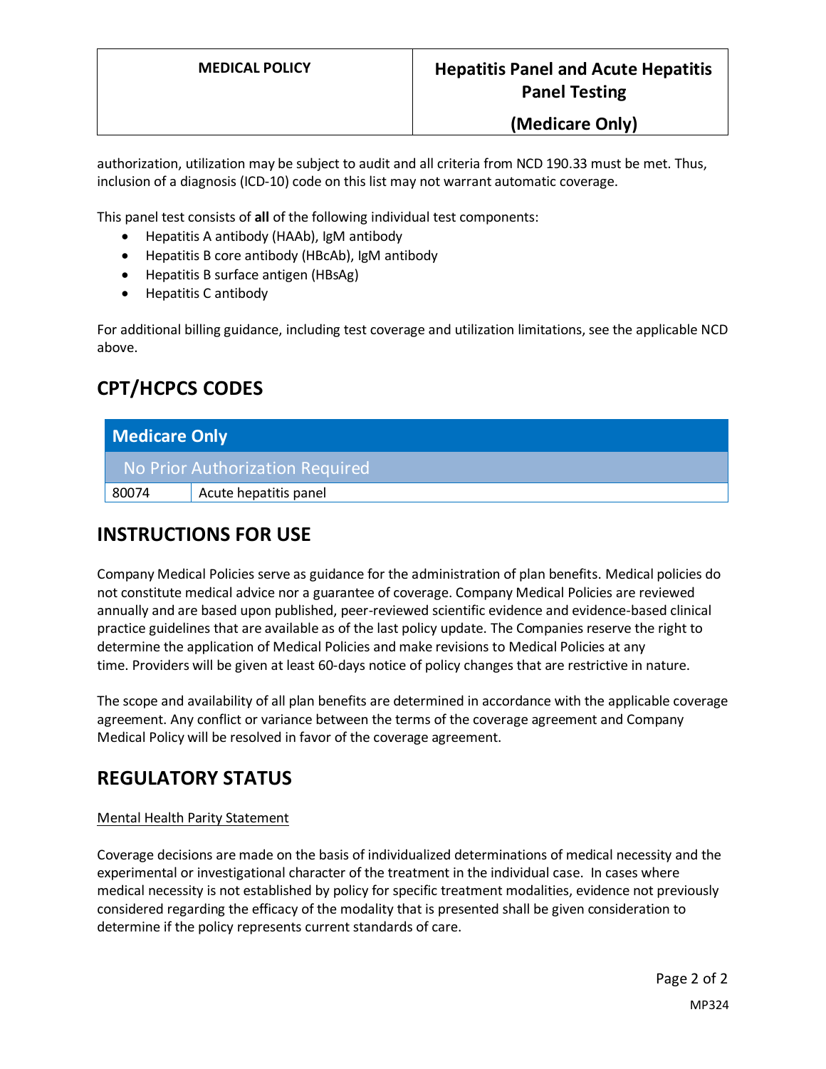authorization, utilization may be subject to audit and all criteria from NCD 190.33 must be met. Thus, inclusion of a diagnosis (ICD-10) code on this list may not warrant automatic coverage.

This panel test consists of **all** of the following individual test components:

- Hepatitis A antibody (HAAb), IgM antibody
- Hepatitis B core antibody (HBcAb), IgM antibody
- Hepatitis B surface antigen (HBsAg)
- Hepatitis C antibody

For additional billing guidance, including test coverage and utilization limitations, see the applicable NCD above.

## CPT/HCPCS CODES

| Medicare Only | |
|---|---|
| No Prior Authorization Required | |
| 80074 | Acute hepatitis panel |

## INSTRUCTIONS FOR USE

Company Medical Policies serve as guidance for the administration of plan benefits. Medical policies do not constitute medical advice nor a guarantee of coverage. Company Medical Policies are reviewed annually and are based upon published, peer-reviewed scientific evidence and evidence-based clinical practice guidelines that are available as of the last policy update. The Companies reserve the right to determine the application of Medical Policies and make revisions to Medical Policies at any time. Providers will be given at least 60-days notice of policy changes that are restrictive in nature.

The scope and availability of all plan benefits are determined in accordance with the applicable coverage agreement. Any conflict or variance between the terms of the coverage agreement and Company Medical Policy will be resolved in favor of the coverage agreement.

## REGULATORY STATUS

Mental Health Parity Statement

Coverage decisions are made on the basis of individualized determinations of medical necessity and the experimental or investigational character of the treatment in the individual case. In cases where medical necessity is not established by policy for specific treatment modalities, evidence not previously considered regarding the efficacy of the modality that is presented shall be given consideration to determine if the policy represents current standards of care.